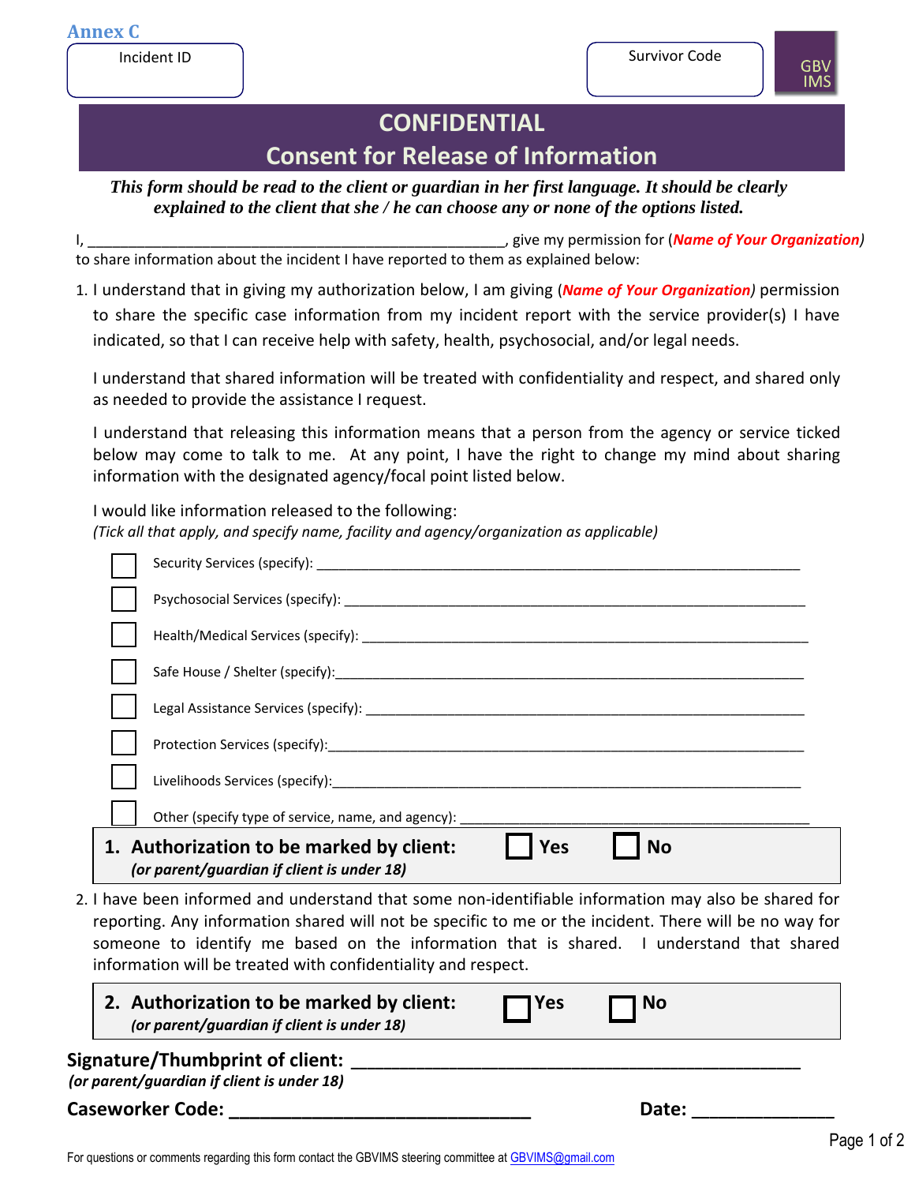Annex C

Incident ID

Survivor Code

GBV IMS

# CONFIDENTIAL

## Consent for Release of Information

***This form should be read to the client or guardian in her first language. It should be clearly explained to the client that she / he can choose any or none of the options listed.***

I, ____________________________________________________, give my permission for (***Name of Your Organization***) to share information about the incident I have reported to them as explained below:

1. I understand that in giving my authorization below, I am giving (***Name of Your Organization***) permission to share the specific case information from my incident report with the service provider(s) I have indicated, so that I can receive help with safety, health, psychosocial, and/or legal needs.

   I understand that shared information will be treated with confidentiality and respect, and shared only as needed to provide the assistance I request.

   I understand that releasing this information means that a person from the agency or service ticked below may come to talk to me. At any point, I have the right to change my mind about sharing information with the designated agency/focal point listed below.

   I would like information released to the following:
   *(Tick all that apply, and specify name, facility and agency/organization as applicable)*

   - ☐ Security Services (specify): ______________________________________________________________
   - ☐ Psychosocial Services (specify): __________________________________________________________
   - ☐ Health/Medical Services (specify): ________________________________________________________
   - ☐ Safe House / Shelter (specify):____________________________________________________________
   - ☐ Legal Assistance Services (specify): _______________________________________________________
   - ☐ Protection Services (specify):______________________________________________________________
   - ☐ Livelihoods Services (specify):_____________________________________________________________
   - ☐ Other (specify type of service, name, and agency): ___________________________________________

   **1. Authorization to be marked by client:** ☐ **Yes** ☐ **No**
   ***(or parent/guardian if client is under 18)***

2. I have been informed and understand that some non-identifiable information may also be shared for reporting. Any information shared will not be specific to me or the incident. There will be no way for someone to identify me based on the information that is shared. I understand that shared information will be treated with confidentiality and respect.

   **2. Authorization to be marked by client:** ☐ **Yes** ☐ **No**
   ***(or parent/guardian if client is under 18)***

**Signature/Thumbprint of client:** ______________________________________________
***(or parent/guardian if client is under 18)***

**Caseworker Code:** ______________________________ **Date:** ______________

For questions or comments regarding this form contact the GBVIMS steering committee at GBVIMS@gmail.com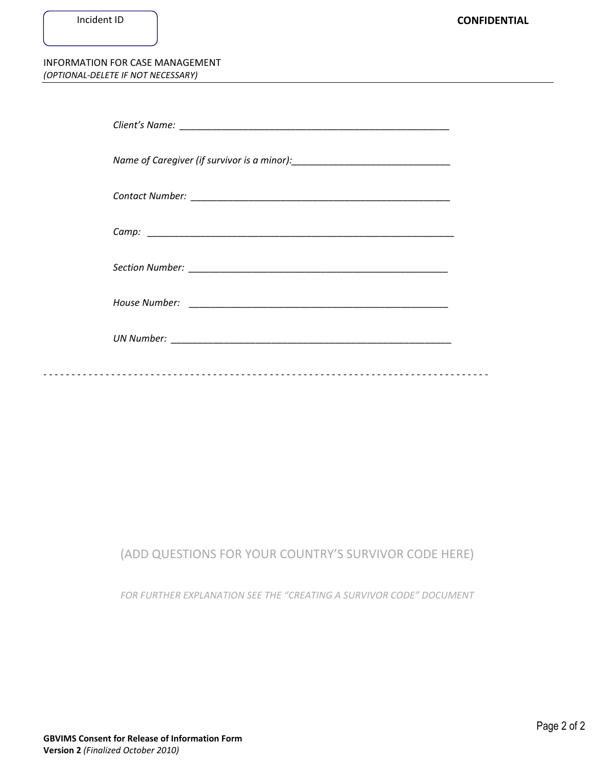Incident ID

**CONFIDENTIAL**

INFORMATION FOR CASE MANAGEMENT
*(OPTIONAL-DELETE IF NOT NECESSARY)*

*Client's Name:* ______________________________________________________

*Name of Caregiver (if survivor is a minor):*_______________________________

*Contact Number:* ____________________________________________________

*Camp:* _____________________________________________________________

*Section Number:* ____________________________________________________

*House Number:* _____________________________________________________

*UN Number:* ________________________________________________________

- - - - - - - - - - - - - - - - - - - - - - - - - - - - - - - - - - - - - - - - - - - - - - - - - - - - - - - - - - - - - - -

(ADD QUESTIONS FOR YOUR COUNTRY'S SURVIVOR CODE HERE)

*FOR FURTHER EXPLANATION SEE THE "CREATING A SURVIVOR CODE" DOCUMENT*

**GBVIMS Consent for Release of Information Form**
**Version 2** *(Finalized October 2010)*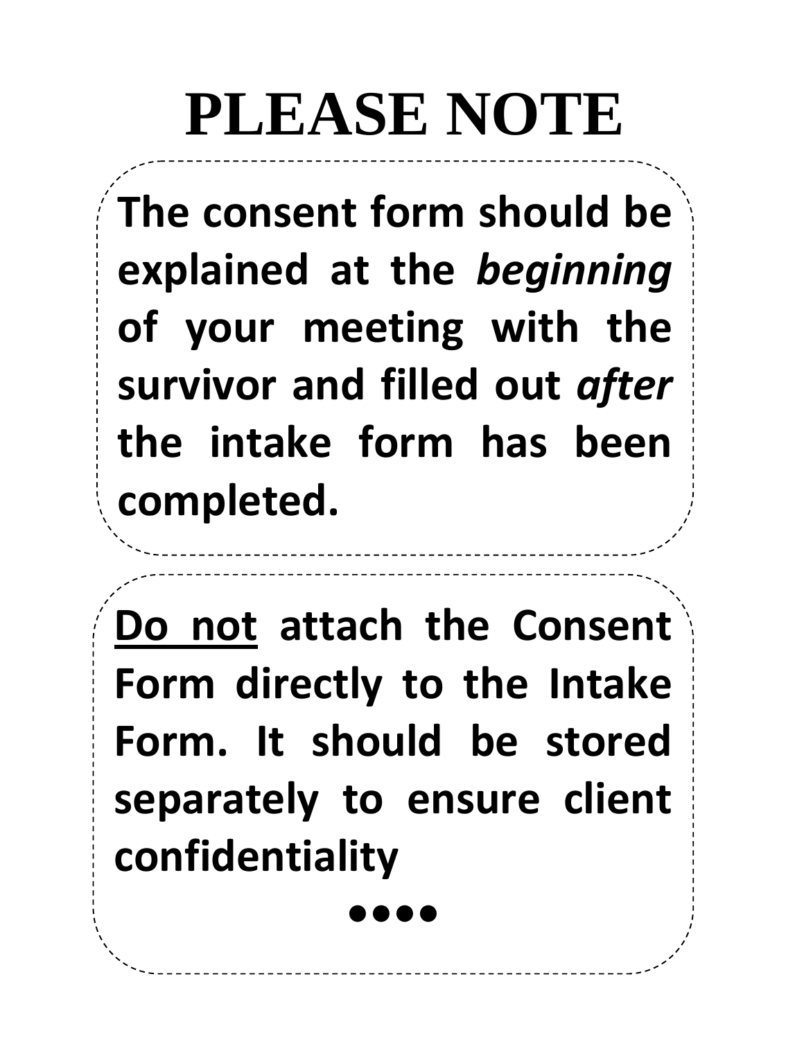# PLEASE NOTE

**The consent form should be explained at the *beginning* of your meeting with the survivor and filled out *after* the intake form has been completed.**

**<u>Do not</u> attach the Consent Form directly to the Intake Form. It should be stored separately to ensure client confidentiality**

**••••**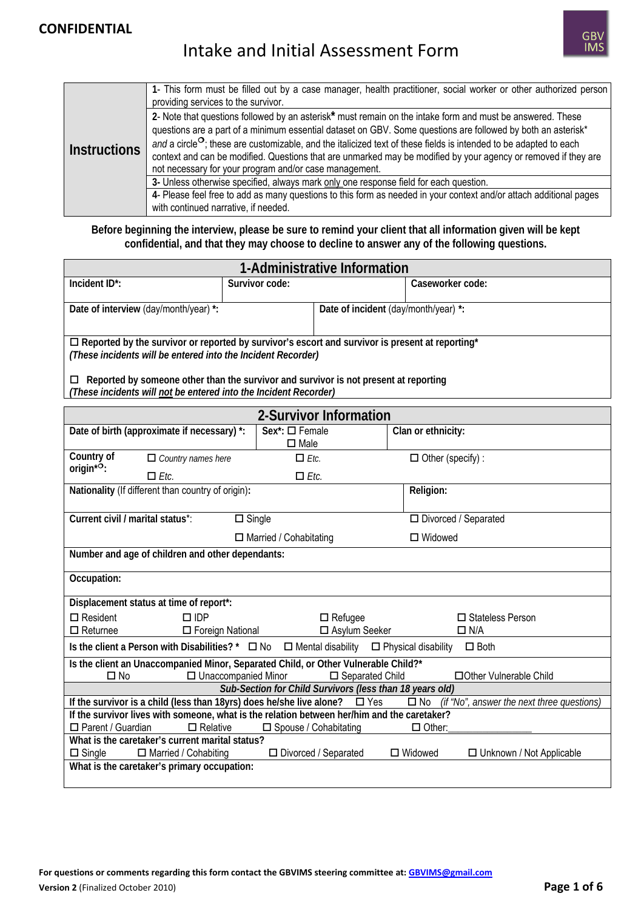**CONFIDENTIAL**

# Intake and Initial Assessment Form

GBV IMS

| **Instructions** | 1- This form must be filled out by a case manager, health practitioner, social worker or other authorized person providing services to the survivor. |
|---|---|
| | 2- Note that questions followed by an asterisk* must remain on the intake form and must be answered. These questions are a part of a minimum essential dataset on GBV. Some questions are followed by both an asterisk* *and* a circle○; these are customizable, and the italicized text of these fields is intended to be adapted to each context and can be modified. Questions that are unmarked may be modified by your agency or removed if they are not necessary for your program and/or case management. |
| | 3- Unless otherwise specified, always mark only one response field for each question. |
| | 4- Please feel free to add as many questions to this form as needed in your context and/or attach additional pages with continued narrative, if needed. |

**Before beginning the interview, please be sure to remind your client that all information given will be kept confidential, and that they may choose to decline to answer any of the following questions.**

## 1-Administrative Information

| **Incident ID*:** | **Survivor code:** | **Caseworker code:** |
|---|---|---|
| **Date of interview** (day/month/year) *: | **Date of incident** (day/month/year) *: | |

☐ **Reported by the survivor or reported by survivor's escort and survivor is present at reporting***
***(These incidents will be entered into the Incident Recorder)***

☐ **Reported by someone other than the survivor and survivor is not present at reporting**
***(These incidents will not be entered into the Incident Recorder)***

## 2-Survivor Information

| **Date of birth (approximate if necessary) *:** | **Sex*:** ☐ Female ☐ Male | **Clan or ethnicity:** |
|---|---|---|

**Country of origin*○:** ☐ *Country names here* ☐ *Etc.* ☐ Other (specify) : ☐ *Etc.* ☐ *Etc.*

**Nationality** (If different than country of origin)**:**

**Religion:**

**Current civil / marital status***: ☐ Single ☐ Divorced / Separated ☐ Married / Cohabitating ☐ Widowed

**Number and age of children and other dependants:**

**Occupation:**

**Displacement status at time of report*:**
☐ Resident ☐ IDP ☐ Refugee ☐ Stateless Person
☐ Returnee ☐ Foreign National ☐ Asylum Seeker ☐ N/A

**Is the client a Person with Disabilities? *** ☐ No ☐ Mental disability ☐ Physical disability ☐ Both

**Is the client an Unaccompanied Minor, Separated Child, or Other Vulnerable Child?***
☐ No ☐ Unaccompanied Minor ☐ Separated Child ☐Other Vulnerable Child

***Sub-Section for Child Survivors (less than 18 years old)***

**If the survivor is a child (less than 18yrs) does he/she live alone?** ☐ Yes ☐ No *(if "No", answer the next three questions)*

**If the survivor lives with someone, what is the relation between her/him and the caretaker?**
☐ Parent / Guardian ☐ Relative ☐ Spouse / Cohabitating ☐ Other:_______________

**What is the caretaker's current marital status?**
☐ Single ☐ Married / Cohabiting ☐ Divorced / Separated ☐ Widowed ☐ Unknown / Not Applicable

**What is the caretaker's primary occupation:**

**For questions or comments regarding this form contact the GBVIMS steering committee at: GBVIMS@gmail.com**
**Version 2** (Finalized October 2010)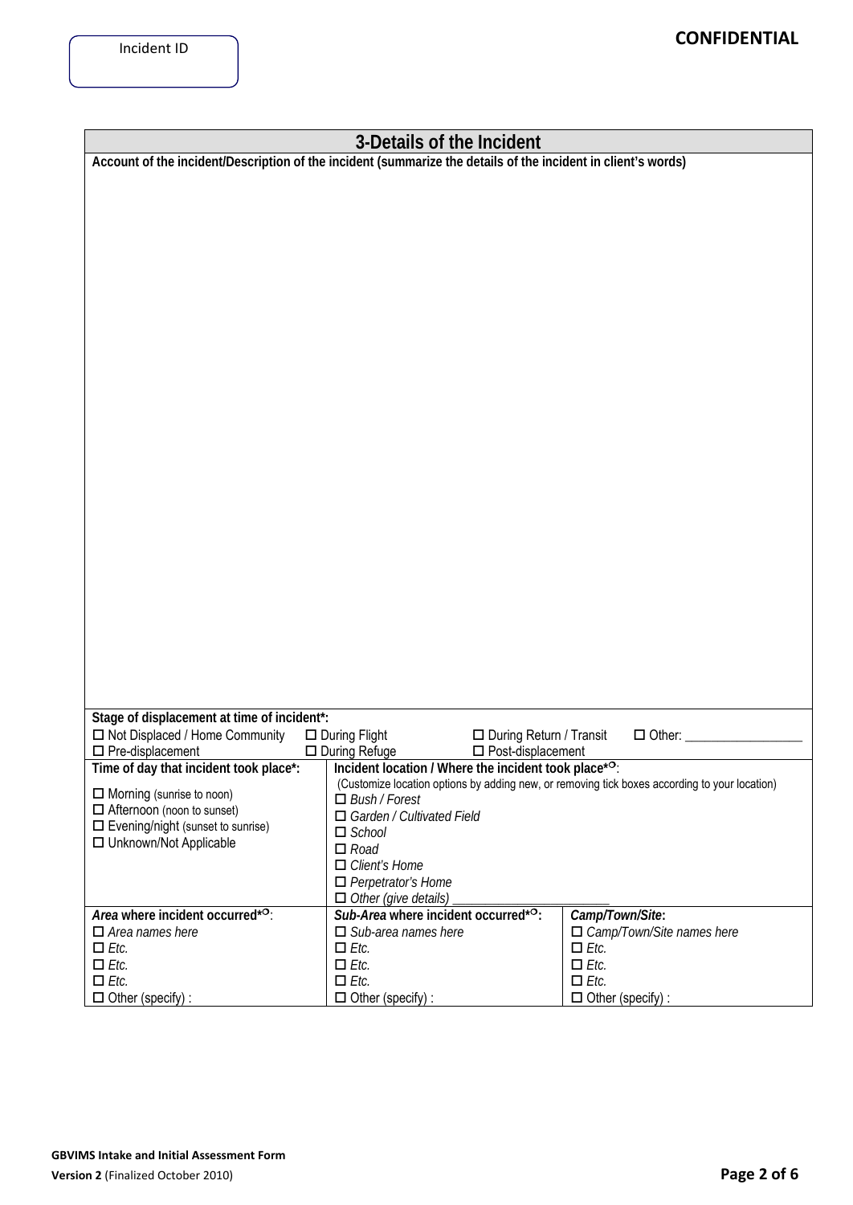Incident ID

**CONFIDENTIAL**

## 3-Details of the Incident

**Account of the incident/Description of the incident (summarize the details of the incident in client's words)**

**Stage of displacement at time of incident*:**

☐ Not Displaced / Home Community ☐ During Flight ☐ During Return / Transit ☐ Other: ___________________
☐ Pre-displacement ☐ During Refuge ☐ Post-displacement

| **Time of day that incident took place*:** | **Incident location / Where the incident took place*○:** | |
|---|---|---|
| ☐ Morning (sunrise to noon)<br>☐ Afternoon (noon to sunset)<br>☐ Evening/night (sunset to sunrise)<br>☐ Unknown/Not Applicable | (Customize location options by adding new, or removing tick boxes according to your location)<br>☐ *Bush / Forest*<br>☐ *Garden / Cultivated Field*<br>☐ *School*<br>☐ *Road*<br>☐ *Client's Home*<br>☐ *Perpetrator's Home*<br>☐ *Other (give details)* ________________________ | |
| ***Area* where incident occurred*○:** | ***Sub-Area* where incident occurred*○:** | ***Camp/Town/Site*:** |
| ☐ *Area names here* | ☐ *Sub-area names here* | ☐ *Camp/Town/Site names here* |
| ☐ *Etc.* | ☐ *Etc.* | ☐ *Etc.* |
| ☐ *Etc.* | ☐ *Etc.* | ☐ *Etc.* |
| ☐ *Etc.* | ☐ *Etc.* | ☐ *Etc.* |
| ☐ Other (specify) : | ☐ Other (specify) : | ☐ Other (specify) : |

**GBVIMS Intake and Initial Assessment Form**
**Version 2** (Finalized October 2010)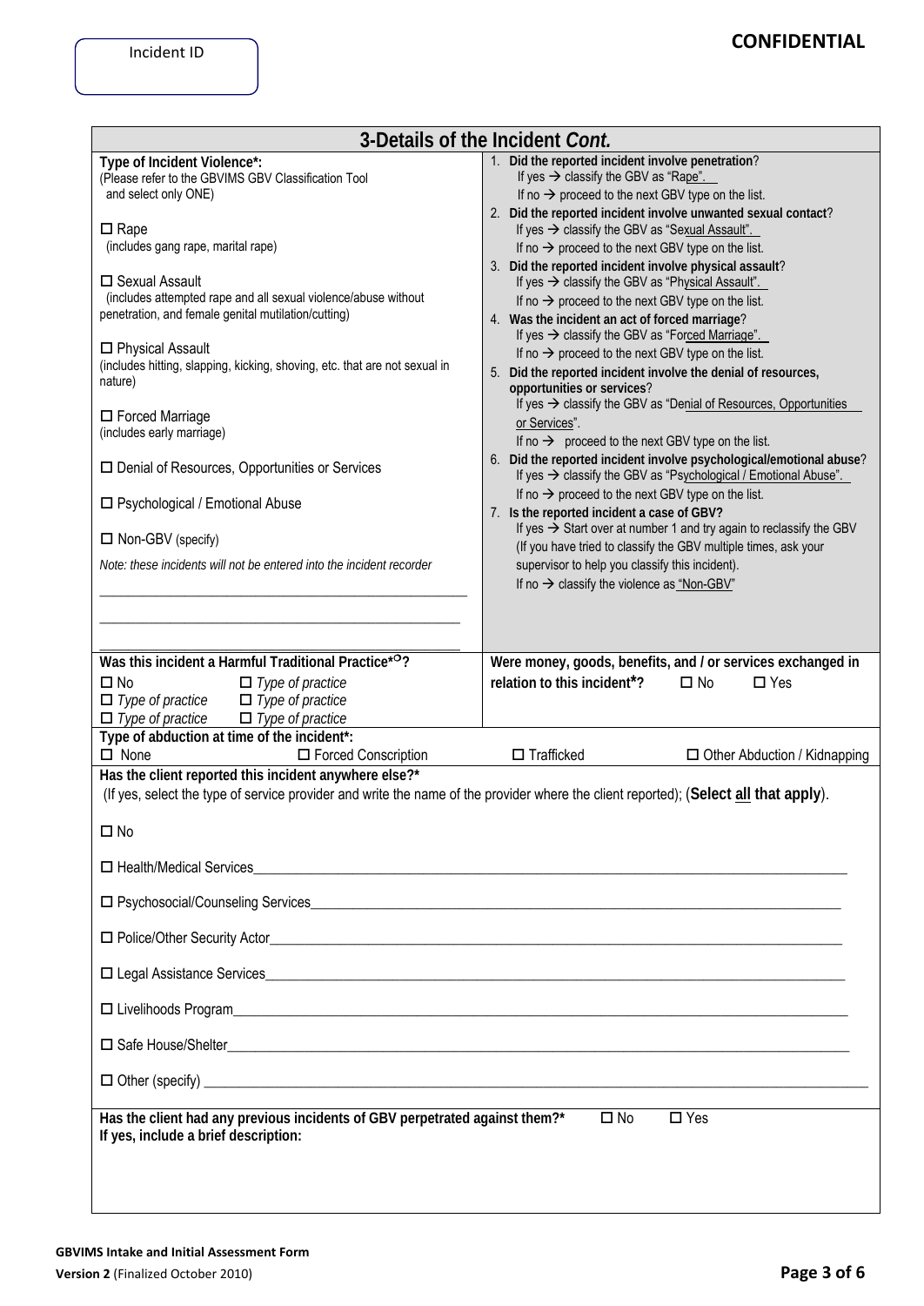Incident ID

**CONFIDENTIAL**

## 3-Details of the Incident *Cont.*

**Type of Incident Violence*:**
(Please refer to the GBVIMS GBV Classification Tool and select only ONE)

☐ Rape
(includes gang rape, marital rape)

☐ Sexual Assault
(includes attempted rape and all sexual violence/abuse without penetration, and female genital mutilation/cutting)

☐ Physical Assault
(includes hitting, slapping, kicking, shoving, etc. that are not sexual in nature)

☐ Forced Marriage
(includes early marriage)

☐ Denial of Resources, Opportunities or Services

☐ Psychological / Emotional Abuse

☐ Non-GBV (specify)

*Note: these incidents will not be entered into the incident recorder*

\_\_\_\_\_\_\_\_\_\_\_\_\_\_\_\_\_\_\_\_\_\_\_\_\_\_\_\_\_\_\_\_\_\_\_\_\_\_\_\_\_\_\_\_\_\_\_\_\_\_\_\_

\_\_\_\_\_\_\_\_\_\_\_\_\_\_\_\_\_\_\_\_\_\_\_\_\_\_\_\_\_\_\_\_\_\_\_\_\_\_\_\_\_\_\_\_\_\_\_\_\_\_\_\_

\_\_\_\_\_\_\_\_\_\_\_\_\_\_\_\_\_\_\_\_\_\_\_\_\_\_\_\_\_\_\_\_\_\_\_\_\_\_\_\_\_\_\_\_\_\_\_\_\_\_\_\_

1. **Did the reported incident involve penetration**?
   If yes → classify the GBV as "Rape".
   If no → proceed to the next GBV type on the list.
2. **Did the reported incident involve unwanted sexual contact**?
   If yes → classify the GBV as "Sexual Assault".
   If no → proceed to the next GBV type on the list.
3. **Did the reported incident involve physical assault**?
   If yes → classify the GBV as "Physical Assault".
   If no → proceed to the next GBV type on the list.
4. **Was the incident an act of forced marriage**?
   If yes → classify the GBV as "Forced Marriage".
   If no → proceed to the next GBV type on the list.
5. **Did the reported incident involve the denial of resources, opportunities or services**?
   If yes → classify the GBV as "Denial of Resources, Opportunities or Services".
   If no → proceed to the next GBV type on the list.
6. **Did the reported incident involve psychological/emotional abuse**?
   If yes → classify the GBV as "Psychological / Emotional Abuse".
   If no → proceed to the next GBV type on the list.
7. **Is the reported incident a case of GBV?**
   If yes → Start over at number 1 and try again to reclassify the GBV (If you have tried to classify the GBV multiple times, ask your supervisor to help you classify this incident).
   If no → classify the violence as "Non-GBV"

**Was this incident a Harmful Traditional Practice*[○]?**

☐ No ☐ *Type of practice*
☐ *Type of practice* ☐ *Type of practice*
☐ *Type of practice* ☐ *Type of practice*

**Were money, goods, benefits, and / or services exchanged in relation to this incident*?** ☐ No ☐ Yes

**Type of abduction at time of the incident*:**
☐ None ☐ Forced Conscription ☐ Trafficked ☐ Other Abduction / Kidnapping

**Has the client reported this incident anywhere else?***
(If yes, select the type of service provider and write the name of the provider where the client reported); (**Select all that apply**).

☐ No

☐ Health/Medical Services\_\_\_\_\_\_\_\_\_\_\_\_\_\_\_\_\_\_\_\_\_\_\_\_\_\_\_\_\_\_\_\_\_\_\_\_\_\_\_\_\_\_\_\_

☐ Psychosocial/Counseling Services\_\_\_\_\_\_\_\_\_\_\_\_\_\_\_\_\_\_\_\_\_\_\_\_\_\_\_\_\_\_\_\_\_\_\_\_\_\_

☐ Police/Other Security Actor\_\_\_\_\_\_\_\_\_\_\_\_\_\_\_\_\_\_\_\_\_\_\_\_\_\_\_\_\_\_\_\_\_\_\_\_\_\_\_\_\_\_

☐ Legal Assistance Services\_\_\_\_\_\_\_\_\_\_\_\_\_\_\_\_\_\_\_\_\_\_\_\_\_\_\_\_\_\_\_\_\_\_\_\_\_\_\_\_\_\_\_

☐ Livelihoods Program\_\_\_\_\_\_\_\_\_\_\_\_\_\_\_\_\_\_\_\_\_\_\_\_\_\_\_\_\_\_\_\_\_\_\_\_\_\_\_\_\_\_\_\_\_\_

☐ Safe House/Shelter\_\_\_\_\_\_\_\_\_\_\_\_\_\_\_\_\_\_\_\_\_\_\_\_\_\_\_\_\_\_\_\_\_\_\_\_\_\_\_\_\_\_\_\_\_\_\_

☐ Other (specify) \_\_\_\_\_\_\_\_\_\_\_\_\_\_\_\_\_\_\_\_\_\_\_\_\_\_\_\_\_\_\_\_\_\_\_\_\_\_\_\_\_\_\_\_\_\_\_\_\_

**Has the client had any previous incidents of GBV perpetrated against them?*** ☐ No ☐ Yes
**If yes, include a brief description:**

**GBVIMS Intake and Initial Assessment Form**
**Version 2** (Finalized October 2010)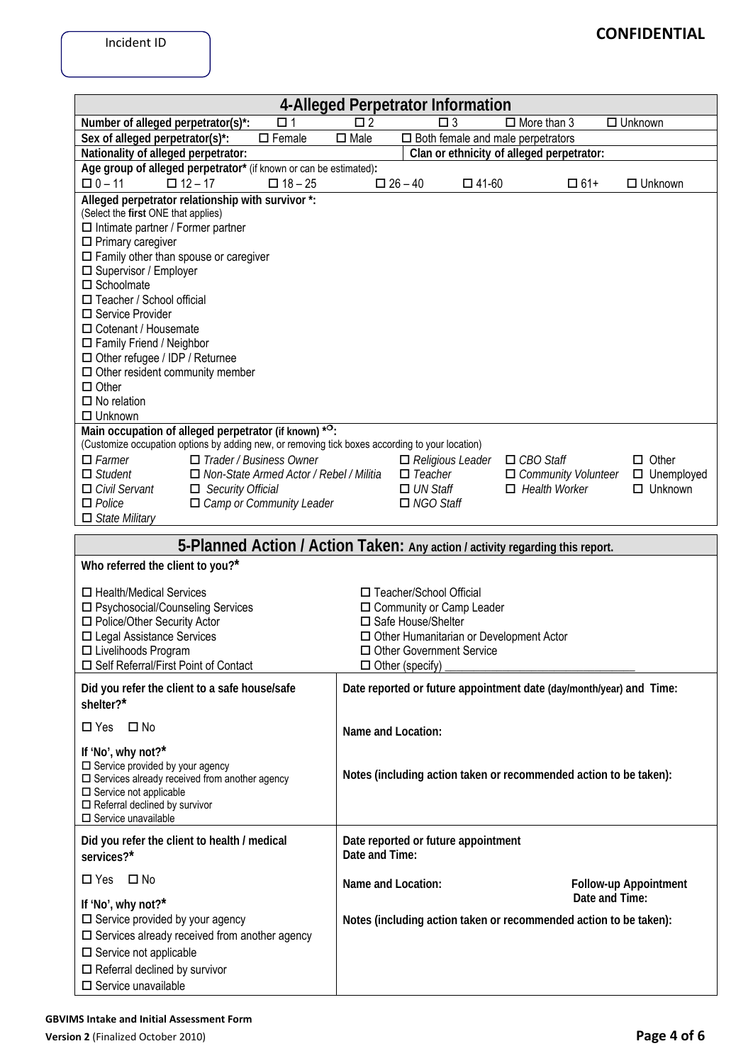Incident ID

**CONFIDENTIAL**

## 4-Alleged Perpetrator Information

**Number of alleged perpetrator(s)*:** ☐ 1 ☐ 2 ☐ 3 ☐ More than 3 ☐ Unknown

**Sex of alleged perpetrator(s)*:** ☐ Female ☐ Male ☐ Both female and male perpetrators

**Nationality of alleged perpetrator:** | **Clan or ethnicity of alleged perpetrator:**

**Age group of alleged perpetrator*** (if known or can be estimated)**:**

☐ 0 – 11 ☐ 12 – 17 ☐ 18 – 25 ☐ 26 – 40 ☐ 41-60 ☐ 61+ ☐ Unknown

**Alleged perpetrator relationship with survivor *:**
(Select the **first** ONE that applies)

☐ Intimate partner / Former partner
☐ Primary caregiver
☐ Family other than spouse or caregiver
☐ Supervisor / Employer
☐ Schoolmate
☐ Teacher / School official
☐ Service Provider
☐ Cotenant / Housemate
☐ Family Friend / Neighbor
☐ Other refugee / IDP / Returnee
☐ Other resident community member
☐ Other
☐ No relation
☐ Unknown

**Main occupation of alleged perpetrator (if known) *○:**
(Customize occupation options by adding new, or removing tick boxes according to your location)

☐ *Farmer* ☐ *Trader / Business Owner* ☐ *Religious Leader* ☐ *CBO Staff* ☐ Other
☐ *Student* ☐ *Non-State Armed Actor / Rebel / Militia* ☐ *Teacher* ☐ *Community Volunteer* ☐ Unemployed
☐ *Civil Servant* ☐ *Security Official* ☐ *UN Staff* ☐ *Health Worker* ☐ Unknown
☐ *Police* ☐ *Camp or Community Leader* ☐ *NGO Staff*
☐ *State Military*

## 5-Planned Action / Action Taken: Any action / activity regarding this report.

**Who referred the client to you?***

☐ Health/Medical Services
☐ Psychosocial/Counseling Services
☐ Police/Other Security Actor
☐ Legal Assistance Services
☐ Livelihoods Program
☐ Self Referral/First Point of Contact
☐ Teacher/School Official
☐ Community or Camp Leader
☐ Safe House/Shelter
☐ Other Humanitarian or Development Actor
☐ Other Government Service
☐ Other (specify) ________________________________

| | |
|---|---|
| **Did you refer the client to a safe house/safe shelter?*** <br><br> ☐ Yes ☐ No <br><br> **If 'No', why not?*** <br> ☐ Service provided by your agency <br> ☐ Services already received from another agency <br> ☐ Service not applicable <br> ☐ Referral declined by survivor <br> ☐ Service unavailable | **Date reported or future appointment date (day/month/year) and Time:** <br><br> **Name and Location:** <br><br> **Notes (including action taken or recommended action to be taken):** |
| **Did you refer the client to health / medical services?*** <br><br> ☐ Yes ☐ No <br><br> **If 'No', why not?*** <br> ☐ Service provided by your agency <br> ☐ Services already received from another agency <br> ☐ Service not applicable <br> ☐ Referral declined by survivor <br> ☐ Service unavailable | **Date reported or future appointment Date and Time:** <br><br> **Name and Location:** **Follow-up Appointment Date and Time:** <br><br> **Notes (including action taken or recommended action to be taken):** |

**GBVIMS Intake and Initial Assessment Form**
**Version 2** (Finalized October 2010)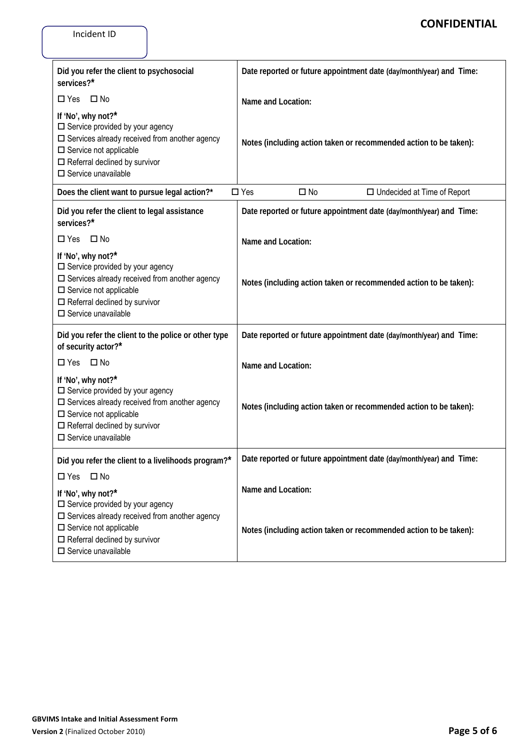Incident ID

**CONFIDENTIAL**

| **Did you refer the client to psychosocial services?*** | **Date reported or future appointment date (day/month/year) and Time:** |
|---|---|
| ☐ Yes ☐ No<br><br>**If 'No', why not?***<br>☐ Service provided by your agency<br>☐ Services already received from another agency<br>☐ Service not applicable<br>☐ Referral declined by survivor<br>☐ Service unavailable | **Name and Location:**<br><br>**Notes (including action taken or recommended action to be taken):** |
| **Does the client want to pursue legal action?*** | ☐ Yes ☐ No ☐ Undecided at Time of Report |
| **Did you refer the client to legal assistance services?*** | **Date reported or future appointment date (day/month/year) and Time:** |
| ☐ Yes ☐ No<br><br>**If 'No', why not?***<br>☐ Service provided by your agency<br>☐ Services already received from another agency<br>☐ Service not applicable<br>☐ Referral declined by survivor<br>☐ Service unavailable | **Name and Location:**<br><br>**Notes (including action taken or recommended action to be taken):** |
| **Did you refer the client to the police or other type of security actor?*** | **Date reported or future appointment date (day/month/year) and Time:** |
| ☐ Yes ☐ No<br><br>**If 'No', why not?***<br>☐ Service provided by your agency<br>☐ Services already received from another agency<br>☐ Service not applicable<br>☐ Referral declined by survivor<br>☐ Service unavailable | **Name and Location:**<br><br>**Notes (including action taken or recommended action to be taken):** |
| **Did you refer the client to a livelihoods program?*** | **Date reported or future appointment date (day/month/year) and Time:** |
| ☐ Yes ☐ No<br><br>**If 'No', why not?***<br>☐ Service provided by your agency<br>☐ Services already received from another agency<br>☐ Service not applicable<br>☐ Referral declined by survivor<br>☐ Service unavailable | **Name and Location:**<br><br>**Notes (including action taken or recommended action to be taken):** |

**GBVIMS Intake and Initial Assessment Form**
**Version 2** (Finalized October 2010)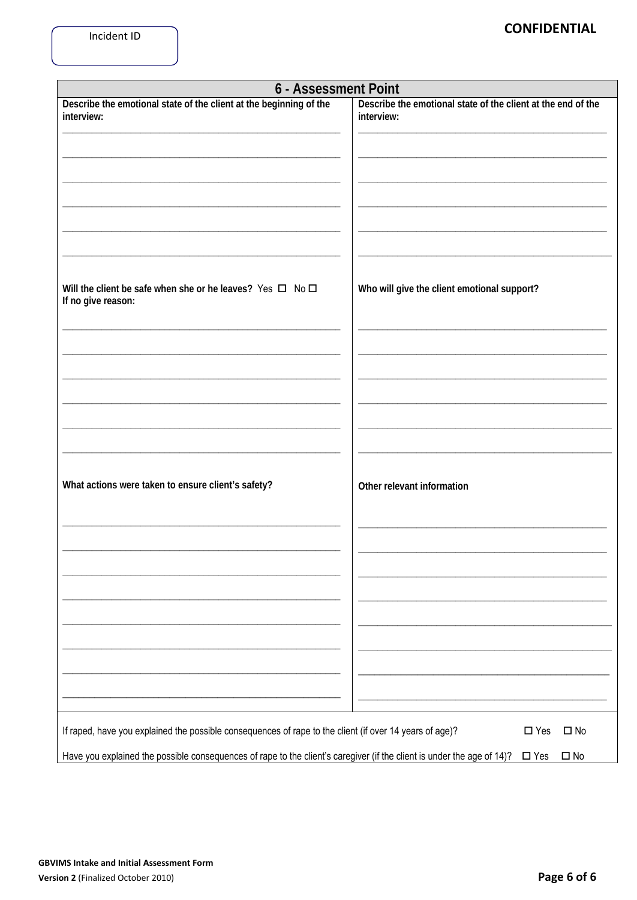Incident ID

**CONFIDENTIAL**

## 6 - Assessment Point

**Describe the emotional state of the client at the beginning of the interview:**

______________________________________________________

______________________________________________________

______________________________________________________

______________________________________________________

______________________________________________________

______________________________________________________

**Describe the emotional state of the client at the end of the interview:**

______________________________________________________

______________________________________________________

______________________________________________________

______________________________________________________

______________________________________________________

______________________________________________________

**Will the client be safe when she or he leaves?** Yes ☐ No ☐
**If no give reason:**

______________________________________________________

______________________________________________________

______________________________________________________

______________________________________________________

______________________________________________________

______________________________________________________

**Who will give the client emotional support?**

______________________________________________________

______________________________________________________

______________________________________________________

______________________________________________________

______________________________________________________

______________________________________________________

**What actions were taken to ensure client's safety?**

______________________________________________________

______________________________________________________

______________________________________________________

______________________________________________________

______________________________________________________

______________________________________________________

______________________________________________________

______________________________________________________

**Other relevant information**

______________________________________________________

______________________________________________________

______________________________________________________

______________________________________________________

______________________________________________________

______________________________________________________

______________________________________________________

______________________________________________________

If raped, have you explained the possible consequences of rape to the client (if over 14 years of age)? ☐ Yes ☐ No

Have you explained the possible consequences of rape to the client's caregiver (if the client is under the age of 14)? ☐ Yes ☐ No

**GBVIMS Intake and Initial Assessment Form**
**Version 2** (Finalized October 2010)